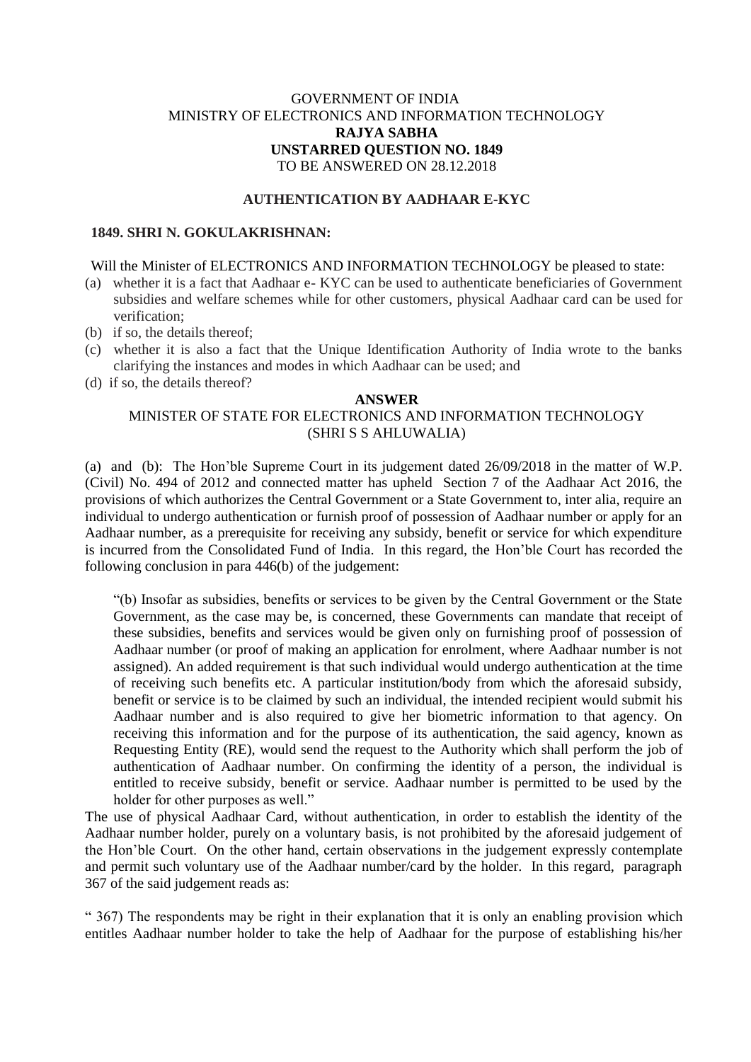GOVERNMENT OF INDIA
MINISTRY OF ELECTRONICS AND INFORMATION TECHNOLOGY
**RAJYA SABHA**
**UNSTARRED QUESTION NO. 1849**
TO BE ANSWERED ON 28.12.2018

**AUTHENTICATION BY AADHAAR E-KYC**

**1849. SHRI N. GOKULAKRISHNAN:**

Will the Minister of ELECTRONICS AND INFORMATION TECHNOLOGY be pleased to state:

(a) whether it is a fact that Aadhaar e- KYC can be used to authenticate beneficiaries of Government subsidies and welfare schemes while for other customers, physical Aadhaar card can be used for verification;
(b) if so, the details thereof;
(c) whether it is also a fact that the Unique Identification Authority of India wrote to the banks clarifying the instances and modes in which Aadhaar can be used; and
(d) if so, the details thereof?

**ANSWER**

MINISTER OF STATE FOR ELECTRONICS AND INFORMATION TECHNOLOGY
(SHRI S S AHLUWALIA)

(a) and (b): The Hon'ble Supreme Court in its judgement dated 26/09/2018 in the matter of W.P. (Civil) No. 494 of 2012 and connected matter has upheld Section 7 of the Aadhaar Act 2016, the provisions of which authorizes the Central Government or a State Government to, inter alia, require an individual to undergo authentication or furnish proof of possession of Aadhaar number or apply for an Aadhaar number, as a prerequisite for receiving any subsidy, benefit or service for which expenditure is incurred from the Consolidated Fund of India. In this regard, the Hon'ble Court has recorded the following conclusion in para 446(b) of the judgement:

"(b) Insofar as subsidies, benefits or services to be given by the Central Government or the State Government, as the case may be, is concerned, these Governments can mandate that receipt of these subsidies, benefits and services would be given only on furnishing proof of possession of Aadhaar number (or proof of making an application for enrolment, where Aadhaar number is not assigned). An added requirement is that such individual would undergo authentication at the time of receiving such benefits etc. A particular institution/body from which the aforesaid subsidy, benefit or service is to be claimed by such an individual, the intended recipient would submit his Aadhaar number and is also required to give her biometric information to that agency. On receiving this information and for the purpose of its authentication, the said agency, known as Requesting Entity (RE), would send the request to the Authority which shall perform the job of authentication of Aadhaar number. On confirming the identity of a person, the individual is entitled to receive subsidy, benefit or service. Aadhaar number is permitted to be used by the holder for other purposes as well."

The use of physical Aadhaar Card, without authentication, in order to establish the identity of the Aadhaar number holder, purely on a voluntary basis, is not prohibited by the aforesaid judgement of the Hon'ble Court. On the other hand, certain observations in the judgement expressly contemplate and permit such voluntary use of the Aadhaar number/card by the holder. In this regard, paragraph 367 of the said judgement reads as:

" 367) The respondents may be right in their explanation that it is only an enabling provision which entitles Aadhaar number holder to take the help of Aadhaar for the purpose of establishing his/her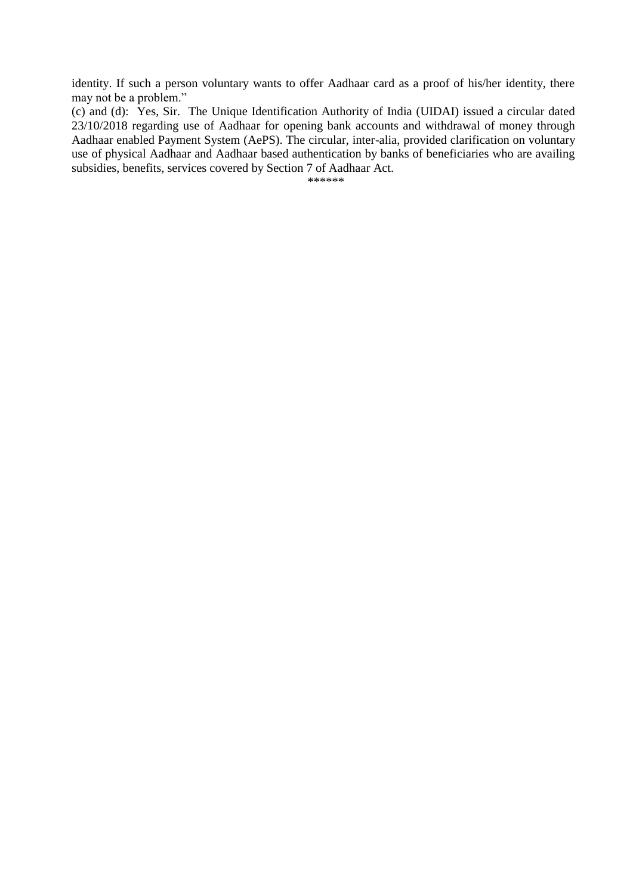identity. If such a person voluntary wants to offer Aadhaar card as a proof of his/her identity, there may not be a problem."

(c) and (d): Yes, Sir. The Unique Identification Authority of India (UIDAI) issued a circular dated 23/10/2018 regarding use of Aadhaar for opening bank accounts and withdrawal of money through Aadhaar enabled Payment System (AePS). The circular, inter-alia, provided clarification on voluntary use of physical Aadhaar and Aadhaar based authentication by banks of beneficiaries who are availing subsidies, benefits, services covered by Section 7 of Aadhaar Act.

******